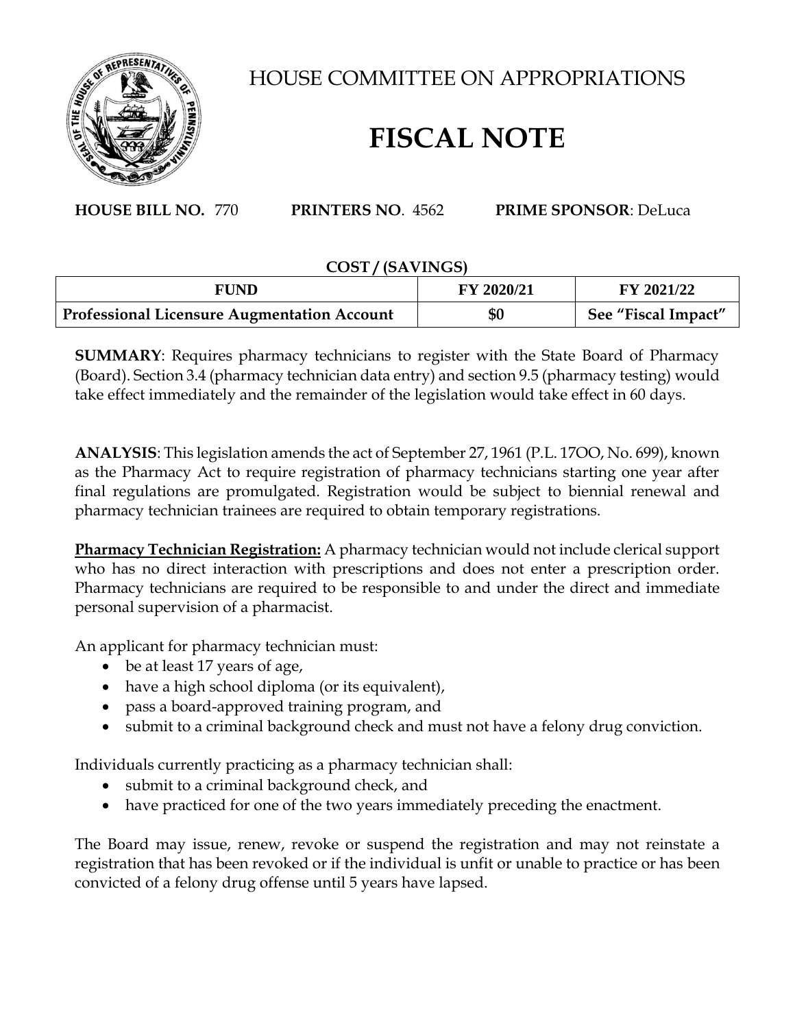# HOUSE COMMITTEE ON APPROPRIATIONS

# FISCAL NOTE

**HOUSE BILL NO.** 770 **PRINTERS NO**. 4562 **PRIME SPONSOR**: DeLuca

**COST / (SAVINGS)**

| FUND | FY 2020/21 | FY 2021/22 |
|---|---|---|
| **Professional Licensure Augmentation Account** | **$0** | **See "Fiscal Impact"** |

**SUMMARY**: Requires pharmacy technicians to register with the State Board of Pharmacy (Board). Section 3.4 (pharmacy technician data entry) and section 9.5 (pharmacy testing) would take effect immediately and the remainder of the legislation would take effect in 60 days.

**ANALYSIS**: This legislation amends the act of September 27, 1961 (P.L. 17OO, No. 699), known as the Pharmacy Act to require registration of pharmacy technicians starting one year after final regulations are promulgated. Registration would be subject to biennial renewal and pharmacy technician trainees are required to obtain temporary registrations.

**Pharmacy Technician Registration:** A pharmacy technician would not include clerical support who has no direct interaction with prescriptions and does not enter a prescription order. Pharmacy technicians are required to be responsible to and under the direct and immediate personal supervision of a pharmacist.

An applicant for pharmacy technician must:

- be at least 17 years of age,
- have a high school diploma (or its equivalent),
- pass a board-approved training program, and
- submit to a criminal background check and must not have a felony drug conviction.

Individuals currently practicing as a pharmacy technician shall:

- submit to a criminal background check, and
- have practiced for one of the two years immediately preceding the enactment.

The Board may issue, renew, revoke or suspend the registration and may not reinstate a registration that has been revoked or if the individual is unfit or unable to practice or has been convicted of a felony drug offense until 5 years have lapsed.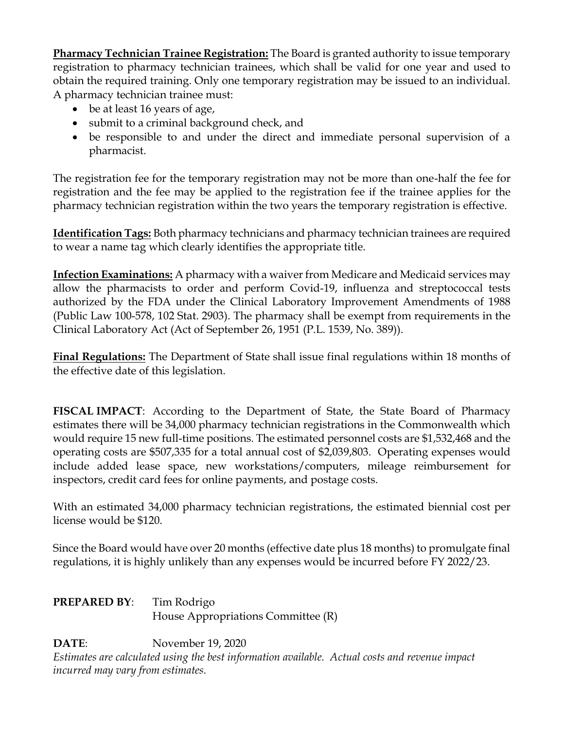**<u>Pharmacy Technician Trainee Registration:</u>** The Board is granted authority to issue temporary registration to pharmacy technician trainees, which shall be valid for one year and used to obtain the required training. Only one temporary registration may be issued to an individual. A pharmacy technician trainee must:

- be at least 16 years of age,
- submit to a criminal background check, and
- be responsible to and under the direct and immediate personal supervision of a pharmacist.

The registration fee for the temporary registration may not be more than one-half the fee for registration and the fee may be applied to the registration fee if the trainee applies for the pharmacy technician registration within the two years the temporary registration is effective.

**<u>Identification Tags:</u>** Both pharmacy technicians and pharmacy technician trainees are required to wear a name tag which clearly identifies the appropriate title.

**<u>Infection Examinations:</u>** A pharmacy with a waiver from Medicare and Medicaid services may allow the pharmacists to order and perform Covid-19, influenza and streptococcal tests authorized by the FDA under the Clinical Laboratory Improvement Amendments of 1988 (Public Law 100-578, 102 Stat. 2903). The pharmacy shall be exempt from requirements in the Clinical Laboratory Act (Act of September 26, 1951 (P.L. 1539, No. 389)).

**<u>Final Regulations:</u>** The Department of State shall issue final regulations within 18 months of the effective date of this legislation.

**FISCAL IMPACT**: According to the Department of State, the State Board of Pharmacy estimates there will be 34,000 pharmacy technician registrations in the Commonwealth which would require 15 new full-time positions. The estimated personnel costs are $1,532,468 and the operating costs are $507,335 for a total annual cost of $2,039,803. Operating expenses would include added lease space, new workstations/computers, mileage reimbursement for inspectors, credit card fees for online payments, and postage costs.

With an estimated 34,000 pharmacy technician registrations, the estimated biennial cost per license would be $120.

Since the Board would have over 20 months (effective date plus 18 months) to promulgate final regulations, it is highly unlikely than any expenses would be incurred before FY 2022/23.

**PREPARED BY**: Tim Rodrigo
House Appropriations Committee (R)

**DATE**: November 19, 2020

*Estimates are calculated using the best information available. Actual costs and revenue impact incurred may vary from estimates.*